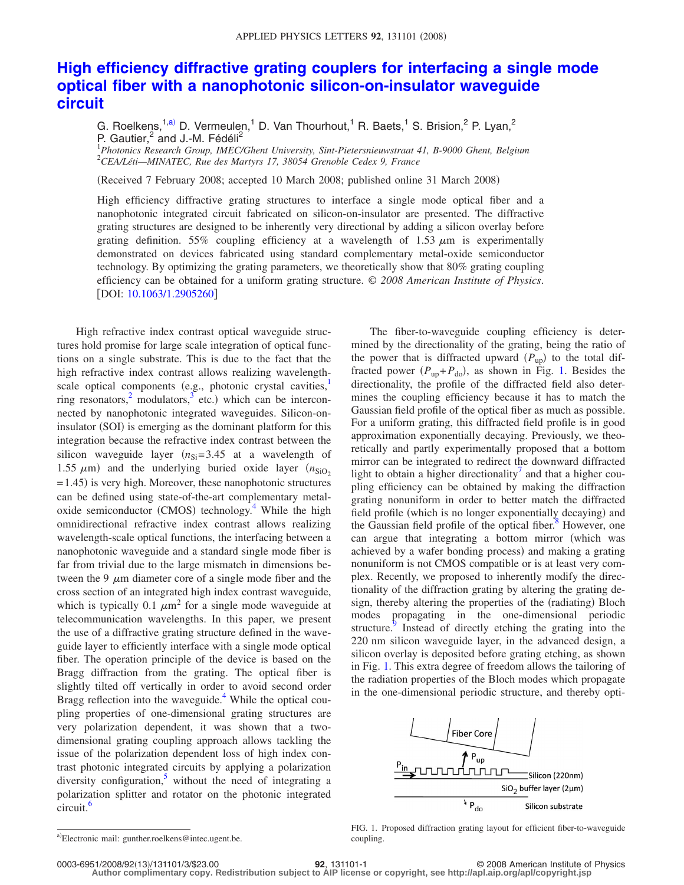# High efficiency diffractive grating couplers for interfacing a single mode optical fiber with a nanophotonic silicon-on-insulator waveguide circuit

G. Roelkens,[1,a)] D. Vermeulen,[1] D. Van Thourhout,[1] R. Baets,[1] S. Brision,[2] P. Lyan,[2] P. Gautier,[2] and J.-M. Fédéli[2]

[1]*Photonics Research Group, IMEC/Ghent University, Sint-Pietersnieuwstraat 41, B-9000 Ghent, Belgium*
[2]*CEA/Léti—MINATEC, Rue des Martyrs 17, 38054 Grenoble Cedex 9, France*

(Received 7 February 2008; accepted 10 March 2008; published online 31 March 2008)

High efficiency diffractive grating structures to interface a single mode optical fiber and a nanophotonic integrated circuit fabricated on silicon-on-insulator are presented. The diffractive grating structures are designed to be inherently very directional by adding a silicon overlay before grating definition. 55% coupling efficiency at a wavelength of 1.53 $\mu$m is experimentally demonstrated on devices fabricated using standard complementary metal-oxide semiconductor technology. By optimizing the grating parameters, we theoretically show that 80% grating coupling efficiency can be obtained for a uniform grating structure. © *2008 American Institute of Physics*. [DOI: 10.1063/1.2905260]

High refractive index contrast optical waveguide structures hold promise for large scale integration of optical functions on a single substrate. This is due to the fact that the high refractive index contrast allows realizing wavelength-scale optical components (e.g., photonic crystal cavities,[1] ring resonators,[2] modulators,[3] etc.) which can be interconnected by nanophotonic integrated waveguides. Silicon-on-insulator (SOI) is emerging as the dominant platform for this integration because the refractive index contrast between the silicon waveguide layer ($n_{\mathrm{Si}}=3.45$ at a wavelength of 1.55 $\mu$m) and the underlying buried oxide layer ($n_{\mathrm{SiO_2}}=1.45$) is very high. Moreover, these nanophotonic structures can be defined using state-of-the-art complementary metal-oxide semiconductor (CMOS) technology.[4] While the high omnidirectional refractive index contrast allows realizing wavelength-scale optical functions, the interfacing between a nanophotonic waveguide and a standard single mode fiber is far from trivial due to the large mismatch in dimensions between the 9 $\mu$m diameter core of a single mode fiber and the cross section of an integrated high index contrast waveguide, which is typically 0.1 $\mu\mathrm{m}^2$ for a single mode waveguide at telecommunication wavelengths. In this paper, we present the use of a diffractive grating structure defined in the waveguide layer to efficiently interface with a single mode optical fiber. The operation principle of the device is based on the Bragg diffraction from the grating. The optical fiber is slightly tilted off vertically in order to avoid second order Bragg reflection into the waveguide.[4] While the optical coupling properties of one-dimensional grating structures are very polarization dependent, it was shown that a two-dimensional grating coupling approach allows tackling the issue of the polarization dependent loss of high index contrast photonic integrated circuits by applying a polarization diversity configuration,[5] without the need of integrating a polarization splitter and rotator on the photonic integrated circuit.[6]

The fiber-to-waveguide coupling efficiency is determined by the directionality of the grating, being the ratio of the power that is diffracted upward ($P_{\mathrm{up}}$) to the total diffracted power ($P_{\mathrm{up}}+P_{\mathrm{do}}$), as shown in Fig. 1. Besides the directionality, the profile of the diffracted field also determines the coupling efficiency because it has to match the Gaussian field profile of the optical fiber as much as possible. For a uniform grating, this diffracted field profile is in good approximation exponentially decaying. Previously, we theoretically and partly experimentally proposed that a bottom mirror can be integrated to redirect the downward diffracted light to obtain a higher directionality[7] and that a higher coupling efficiency can be obtained by making the diffraction grating nonuniform in order to better match the diffracted field profile (which is no longer exponentially decaying) and the Gaussian field profile of the optical fiber.[8] However, one can argue that integrating a bottom mirror (which was achieved by a wafer bonding process) and making a grating nonuniform is not CMOS compatible or is at least very complex. Recently, we proposed to inherently modify the directionality of the diffraction grating by altering the grating design, thereby altering the properties of the (radiating) Bloch modes propagating in the one-dimensional periodic structure.[9] Instead of directly etching the grating into the 220 nm silicon waveguide layer, in the advanced design, a silicon overlay is deposited before grating etching, as shown in Fig. 1. This extra degree of freedom allows the tailoring of the radiation properties of the Bloch modes which propagate in the one-dimensional periodic structure, and thereby opti-

FIG. 1. Proposed diffraction grating layout for efficient fiber-to-waveguide coupling.

[a)]Electronic mail: gunther.roelkens@intec.ugent.be.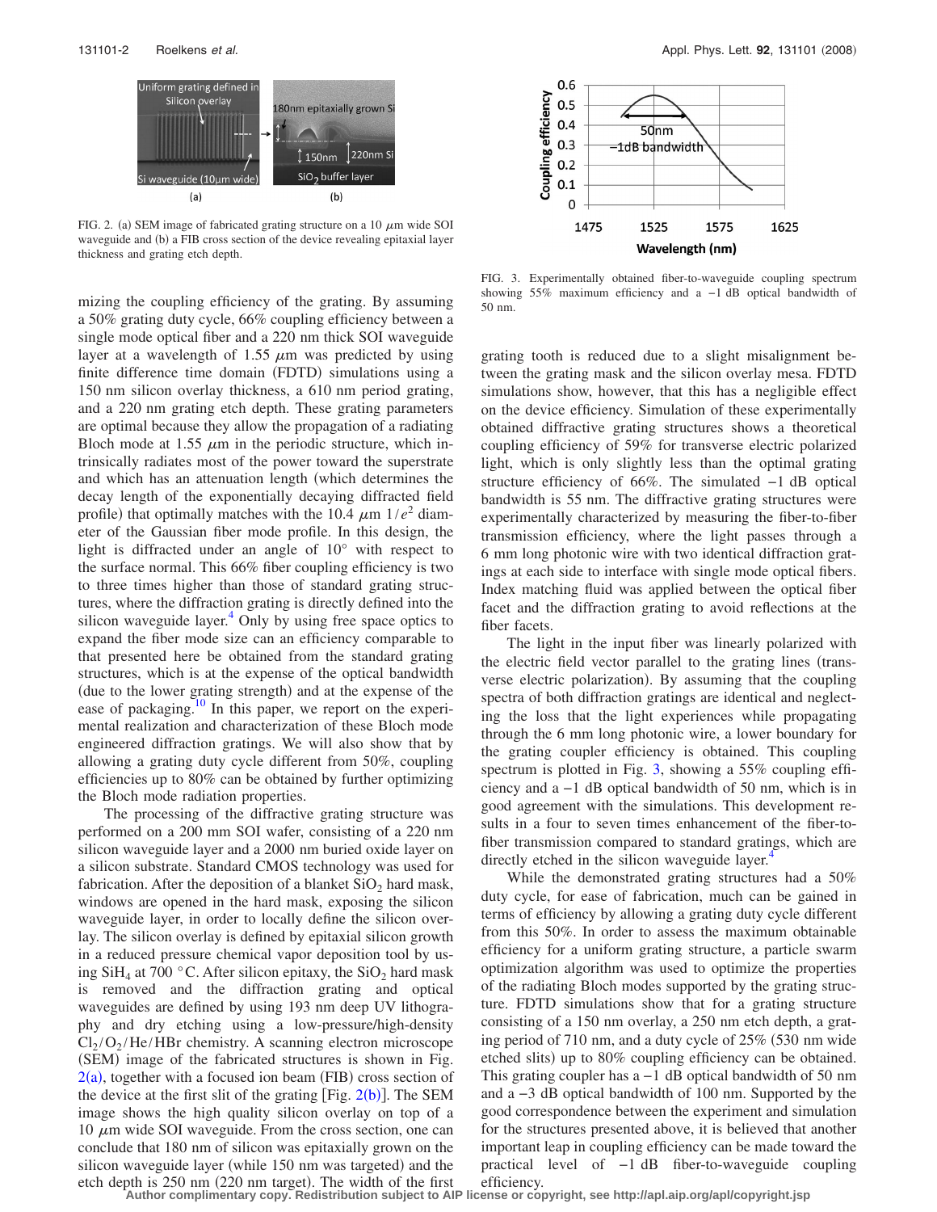FIG. 2. (a) SEM image of fabricated grating structure on a 10 $\mu$m wide SOI waveguide and (b) a FIB cross section of the device revealing epitaxial layer thickness and grating etch depth.

mizing the coupling efficiency of the grating. By assuming a 50% grating duty cycle, 66% coupling efficiency between a single mode optical fiber and a 220 nm thick SOI waveguide layer at a wavelength of 1.55 $\mu$m was predicted by using finite difference time domain (FDTD) simulations using a 150 nm silicon overlay thickness, a 610 nm period grating, and a 220 nm grating etch depth. These grating parameters are optimal because they allow the propagation of a radiating Bloch mode at 1.55 $\mu$m in the periodic structure, which intrinsically radiates most of the power toward the superstrate and which has an attenuation length (which determines the decay length of the exponentially decaying diffracted field profile) that optimally matches with the 10.4 $\mu$m $1/e^2$ diameter of the Gaussian fiber mode profile. In this design, the light is diffracted under an angle of 10° with respect to the surface normal. This 66% fiber coupling efficiency is two to three times higher than those of standard grating structures, where the diffraction grating is directly defined into the silicon waveguide layer.[4] Only by using free space optics to expand the fiber mode size can an efficiency comparable to that presented here be obtained from the standard grating structures, which is at the expense of the optical bandwidth (due to the lower grating strength) and at the expense of the ease of packaging.[10] In this paper, we report on the experimental realization and characterization of these Bloch mode engineered diffraction gratings. We will also show that by allowing a grating duty cycle different from 50%, coupling efficiencies up to 80% can be obtained by further optimizing the Bloch mode radiation properties.

The processing of the diffractive grating structure was performed on a 200 mm SOI wafer, consisting of a 220 nm silicon waveguide layer and a 2000 nm buried oxide layer on a silicon substrate. Standard CMOS technology was used for fabrication. After the deposition of a blanket $SiO_2$ hard mask, windows are opened in the hard mask, exposing the silicon waveguide layer, in order to locally define the silicon overlay. The silicon overlay is defined by epitaxial silicon growth in a reduced pressure chemical vapor deposition tool by using $SiH_4$ at 700 °C. After silicon epitaxy, the $SiO_2$ hard mask is removed and the diffraction grating and optical waveguides are defined by using 193 nm deep UV lithography and dry etching using a low-pressure/high-density $Cl_2/O_2/He/HBr$ chemistry. A scanning electron microscope (SEM) image of the fabricated structures is shown in Fig. 2(a), together with a focused ion beam (FIB) cross section of the device at the first slit of the grating [Fig. 2(b)]. The SEM image shows the high quality silicon overlay on top of a 10 $\mu$m wide SOI waveguide. From the cross section, one can conclude that 180 nm of silicon was epitaxially grown on the silicon waveguide layer (while 150 nm was targeted) and the etch depth is 250 nm (220 nm target). The width of the first grating tooth is reduced due to a slight misalignment between the grating mask and the silicon overlay mesa. FDTD simulations show, however, that this has a negligible effect on the device efficiency. Simulation of these experimentally obtained diffractive grating structures shows a theoretical coupling efficiency of 59% for transverse electric polarized light, which is only slightly less than the optimal grating structure efficiency of 66%. The simulated −1 dB optical bandwidth is 55 nm. The diffractive grating structures were experimentally characterized by measuring the fiber-to-fiber transmission efficiency, where the light passes through a 6 mm long photonic wire with two identical diffraction gratings at each side to interface with single mode optical fibers. Index matching fluid was applied between the optical fiber facet and the diffraction grating to avoid reflections at the fiber facets.

FIG. 3. Experimentally obtained fiber-to-waveguide coupling spectrum showing 55% maximum efficiency and a −1 dB optical bandwidth of 50 nm.

The light in the input fiber was linearly polarized with the electric field vector parallel to the grating lines (transverse electric polarization). By assuming that the coupling spectra of both diffraction gratings are identical and neglecting the loss that the light experiences while propagating through the 6 mm long photonic wire, a lower boundary for the grating coupler efficiency is obtained. This coupling spectrum is plotted in Fig. 3, showing a 55% coupling efficiency and a −1 dB optical bandwidth of 50 nm, which is in good agreement with the simulations. This development results in a four to seven times enhancement of the fiber-to-fiber transmission compared to standard gratings, which are directly etched in the silicon waveguide layer.[4]

While the demonstrated grating structures had a 50% duty cycle, for ease of fabrication, much can be gained in terms of efficiency by allowing a grating duty cycle different from this 50%. In order to assess the maximum obtainable efficiency for a uniform grating structure, a particle swarm optimization algorithm was used to optimize the properties of the radiating Bloch modes supported by the grating structure. FDTD simulations show that for a grating structure consisting of a 150 nm overlay, a 250 nm etch depth, a grating period of 710 nm, and a duty cycle of 25% (530 nm wide etched slits) up to 80% coupling efficiency can be obtained. This grating coupler has a −1 dB optical bandwidth of 50 nm and a −3 dB optical bandwidth of 100 nm. Supported by the good correspondence between the experiment and simulation for the structures presented above, it is believed that another important leap in coupling efficiency can be made toward the practical level of −1 dB fiber-to-waveguide coupling efficiency.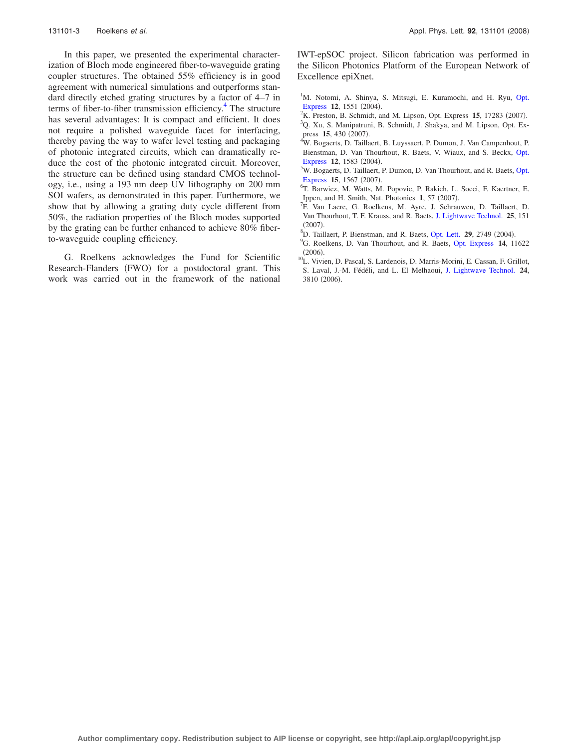In this paper, we presented the experimental characterization of Bloch mode engineered fiber-to-waveguide grating coupler structures. The obtained 55% efficiency is in good agreement with numerical simulations and outperforms standard directly etched grating structures by a factor of 4–7 in terms of fiber-to-fiber transmission efficiency.[4] The structure has several advantages: It is compact and efficient. It does not require a polished waveguide facet for interfacing, thereby paving the way to wafer level testing and packaging of photonic integrated circuits, which can dramatically reduce the cost of the photonic integrated circuit. Moreover, the structure can be defined using standard CMOS technology, i.e., using a 193 nm deep UV lithography on 200 mm SOI wafers, as demonstrated in this paper. Furthermore, we show that by allowing a grating duty cycle different from 50%, the radiation properties of the Bloch modes supported by the grating can be further enhanced to achieve 80% fiber-to-waveguide coupling efficiency.

G. Roelkens acknowledges the Fund for Scientific Research-Flanders (FWO) for a postdoctoral grant. This work was carried out in the framework of the national IWT-epSOC project. Silicon fabrication was performed in the Silicon Photonics Platform of the European Network of Excellence epiXnet.

[1] M. Notomi, A. Shinya, S. Mitsugi, E. Kuramochi, and H. Ryu, Opt. Express **12**, 1551 (2004).

[2] K. Preston, B. Schmidt, and M. Lipson, Opt. Express **15**, 17283 (2007).

[3] Q. Xu, S. Manipatruni, B. Schmidt, J. Shakya, and M. Lipson, Opt. Express **15**, 430 (2007).

[4] W. Bogaerts, D. Taillaert, B. Luyssaert, P. Dumon, J. Van Campenhout, P. Bienstman, D. Van Thourhout, R. Baets, V. Wiaux, and S. Beckx, Opt. Express **12**, 1583 (2004).

[5] W. Bogaerts, D. Taillaert, P. Dumon, D. Van Thourhout, and R. Baets, Opt. Express **15**, 1567 (2007).

[6] T. Barwicz, M. Watts, M. Popovic, P. Rakich, L. Socci, F. Kaertner, E. Ippen, and H. Smith, Nat. Photonics **1**, 57 (2007).

[7] F. Van Laere, G. Roelkens, M. Ayre, J. Schrauwen, D. Taillaert, D. Van Thourhout, T. F. Krauss, and R. Baets, J. Lightwave Technol. **25**, 151 (2007).

[8] D. Taillaert, P. Bienstman, and R. Baets, Opt. Lett. **29**, 2749 (2004).

[9] G. Roelkens, D. Van Thourhout, and R. Baets, Opt. Express **14**, 11622 (2006).

[10] L. Vivien, D. Pascal, S. Lardenois, D. Marris-Morini, E. Cassan, F. Grillot, S. Laval, J.-M. Fédéli, and L. El Melhaoui, J. Lightwave Technol. **24**, 3810 (2006).